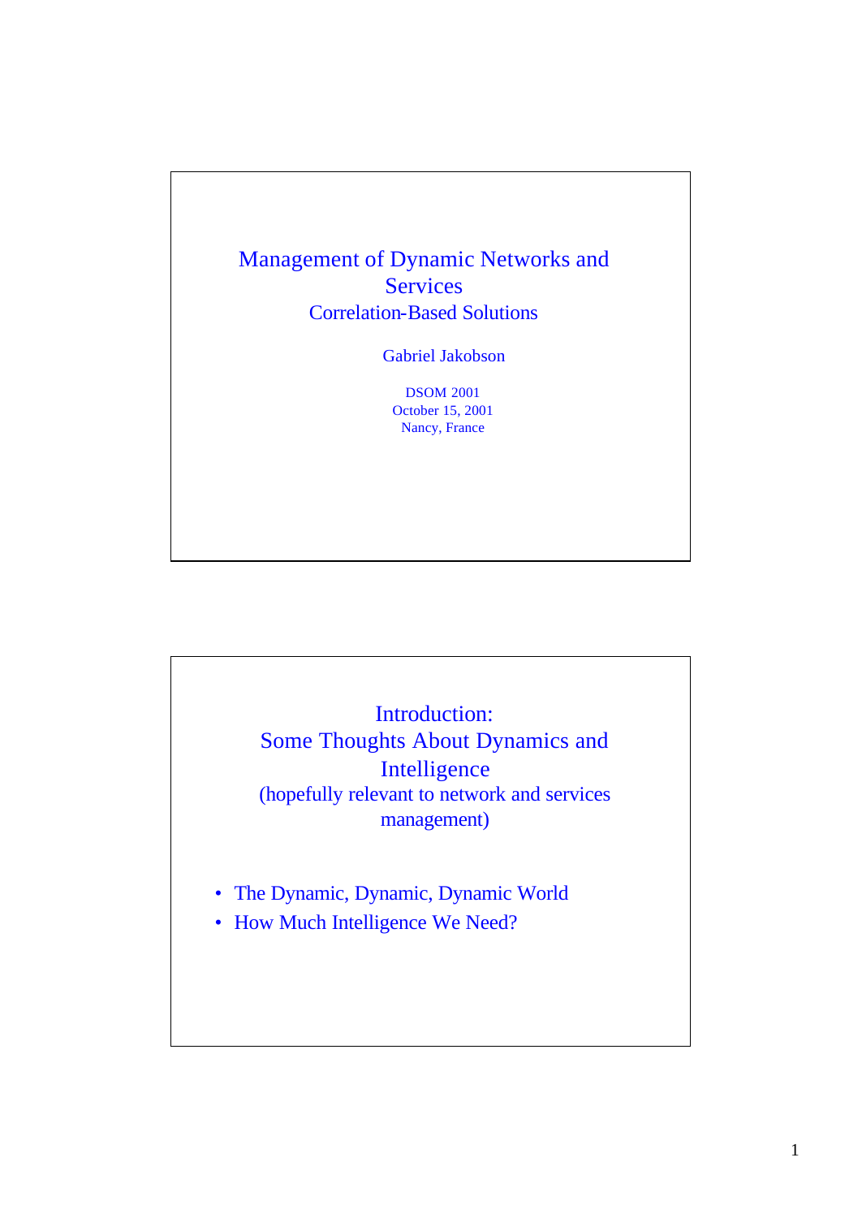# Management of Dynamic Networks and Services

## Correlation-Based Solutions

Gabriel Jakobson

DSOM 2001
October 15, 2001
Nancy, France

---

## Introduction: Some Thoughts About Dynamics and Intelligence

(hopefully relevant to network and services management)

- The Dynamic, Dynamic, Dynamic World
- How Much Intelligence We Need?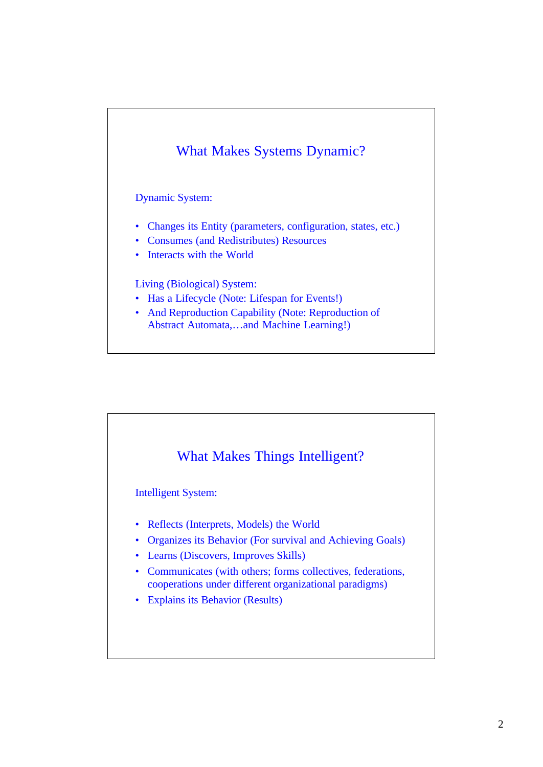## What Makes Systems Dynamic?

Dynamic System:

- Changes its Entity (parameters, configuration, states, etc.)
- Consumes (and Redistributes) Resources
- Interacts with the World

Living (Biological) System:

- Has a Lifecycle (Note: Lifespan for Events!)
- And Reproduction Capability (Note: Reproduction of Abstract Automata,…and Machine Learning!)

## What Makes Things Intelligent?

Intelligent System:

- Reflects (Interprets, Models) the World
- Organizes its Behavior (For survival and Achieving Goals)
- Learns (Discovers, Improves Skills)
- Communicates (with others; forms collectives, federations, cooperations under different organizational paradigms)
- Explains its Behavior (Results)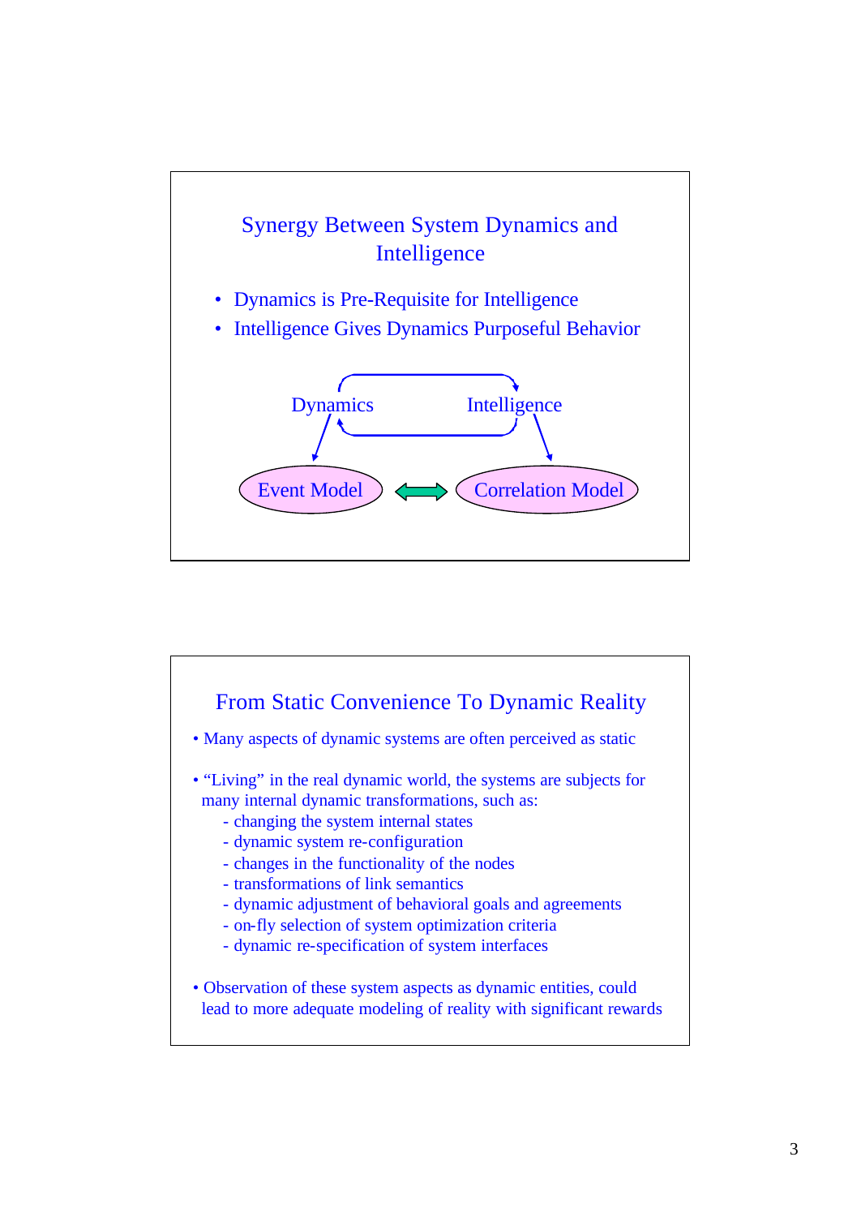## Synergy Between System Dynamics and Intelligence

- Dynamics is Pre-Requisite for Intelligence
- Intelligence Gives Dynamics Purposeful Behavior

Dynamics    Intelligence

Event Model    Correlation Model

## From Static Convenience To Dynamic Reality

- Many aspects of dynamic systems are often perceived as static
- "Living" in the real dynamic world, the systems are subjects for many internal dynamic transformations, such as:
  - changing the system internal states
  - dynamic system re-configuration
  - changes in the functionality of the nodes
  - transformations of link semantics
  - dynamic adjustment of behavioral goals and agreements
  - on-fly selection of system optimization criteria
  - dynamic re-specification of system interfaces
- Observation of these system aspects as dynamic entities, could lead to more adequate modeling of reality with significant rewards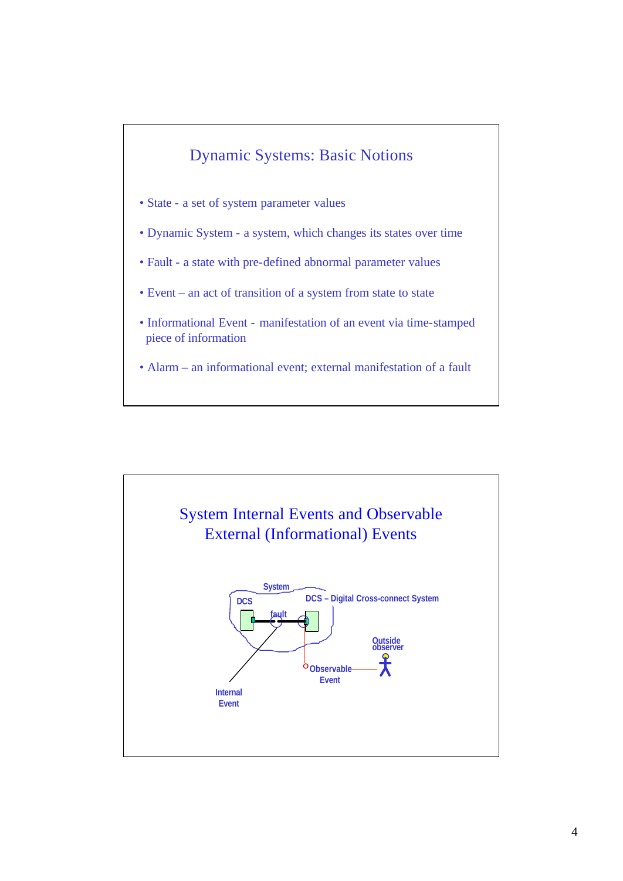## Dynamic Systems: Basic Notions

- State - a set of system parameter values
- Dynamic System - a system, which changes its states over time
- Fault - a state with pre-defined abnormal parameter values
- Event – an act of transition of a system from state to state
- Informational Event - manifestation of an event via time-stamped piece of information
- Alarm – an informational event; external manifestation of a fault

## System Internal Events and Observable External (Informational) Events

System

DCS

DCS – Digital Cross-connect System

fault

Outside observer

Observable Event

Internal Event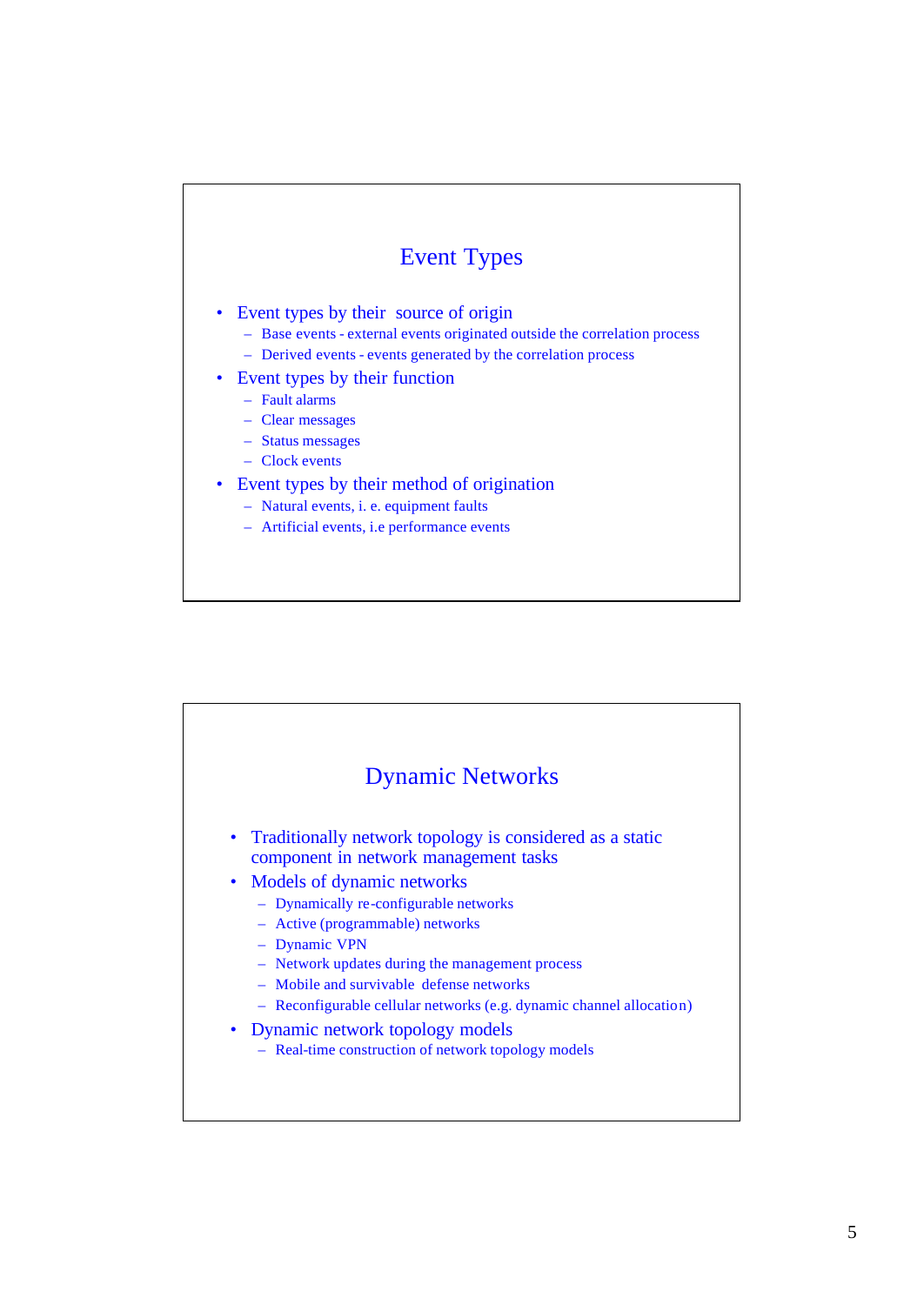## Event Types

- Event types by their source of origin
  - Base events - external events originated outside the correlation process
  - Derived events - events generated by the correlation process
- Event types by their function
  - Fault alarms
  - Clear messages
  - Status messages
  - Clock events
- Event types by their method of origination
  - Natural events, i. e. equipment faults
  - Artificial events, i.e performance events

## Dynamic Networks

- Traditionally network topology is considered as a static component in network management tasks
- Models of dynamic networks
  - Dynamically re-configurable networks
  - Active (programmable) networks
  - Dynamic VPN
  - Network updates during the management process
  - Mobile and survivable defense networks
  - Reconfigurable cellular networks (e.g. dynamic channel allocation)
- Dynamic network topology models
  - Real-time construction of network topology models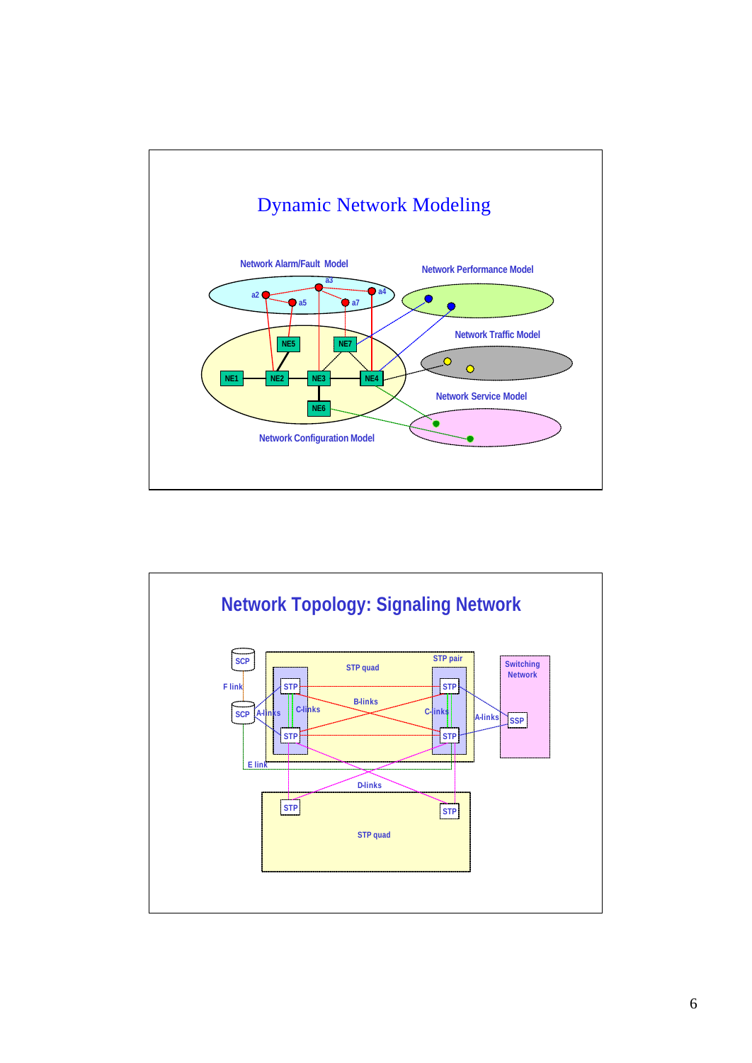## Dynamic Network Modeling

Network Alarm/Fault Model

a2 a3 a4 a5 a7

Network Performance Model

Network Traffic Model

Network Service Model

NE1 NE2 NE3 NE4 NE5 NE6 NE7

Network Configuration Model

## Network Topology: Signaling Network

SCP

F link

SCP

A-links

C-links

STP quad

STP pair

STP STP

B-links

C-links

STP STP

A-links

Switching Network

SSP

E link

D-links

STP STP

STP quad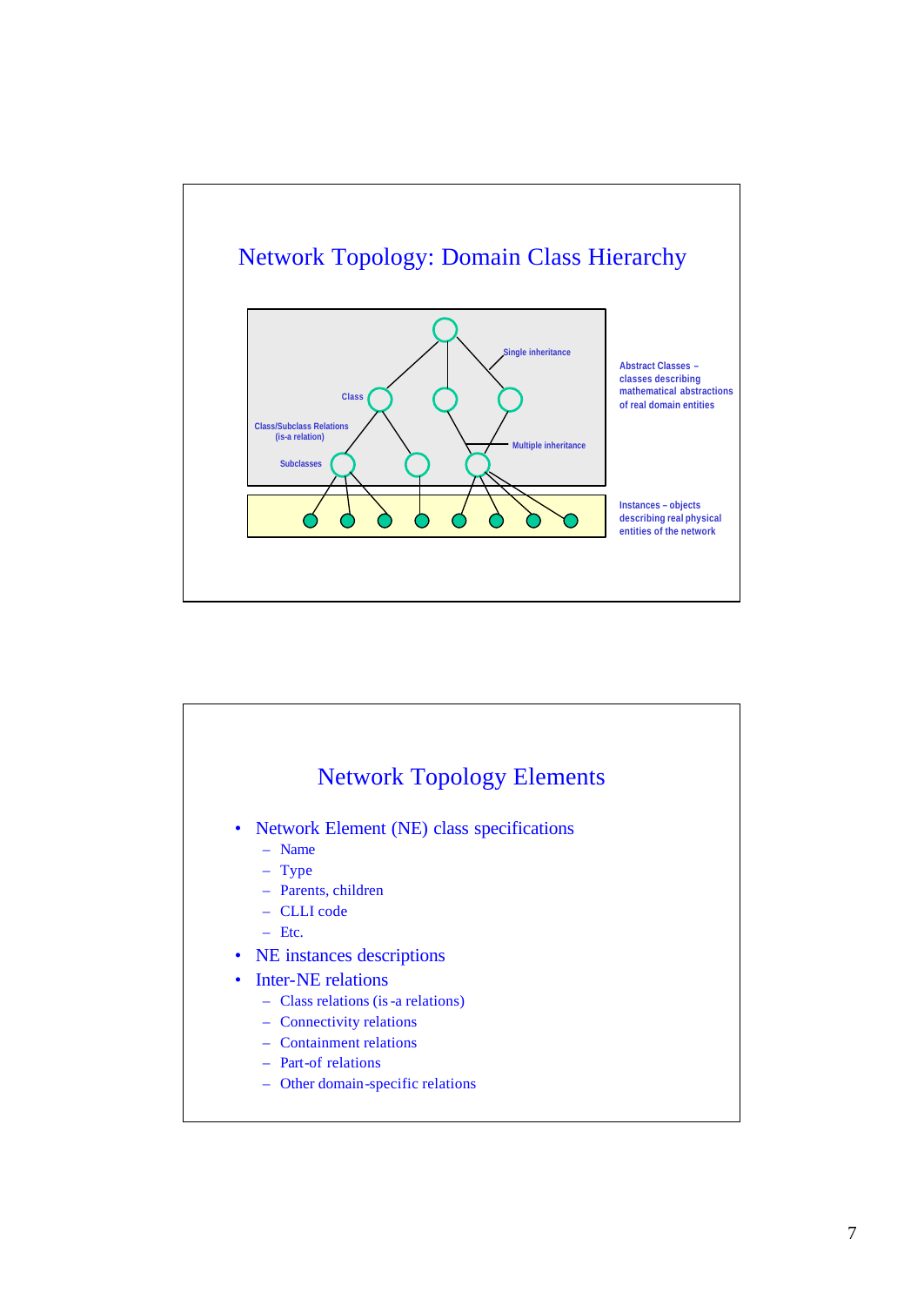## Network Topology: Domain Class Hierarchy

Single inheritance

Class

Class/Subclass Relations (is-a relation)

Subclasses

Multiple inheritance

Abstract Classes – classes describing mathematical abstractions of real domain entities

Instances – objects describing real physical entities of the network

## Network Topology Elements

- Network Element (NE) class specifications
  - Name
  - Type
  - Parents, children
  - CLLI code
  - Etc.
- NE instances descriptions
- Inter-NE relations
  - Class relations (is-a relations)
  - Connectivity relations
  - Containment relations
  - Part-of relations
  - Other domain-specific relations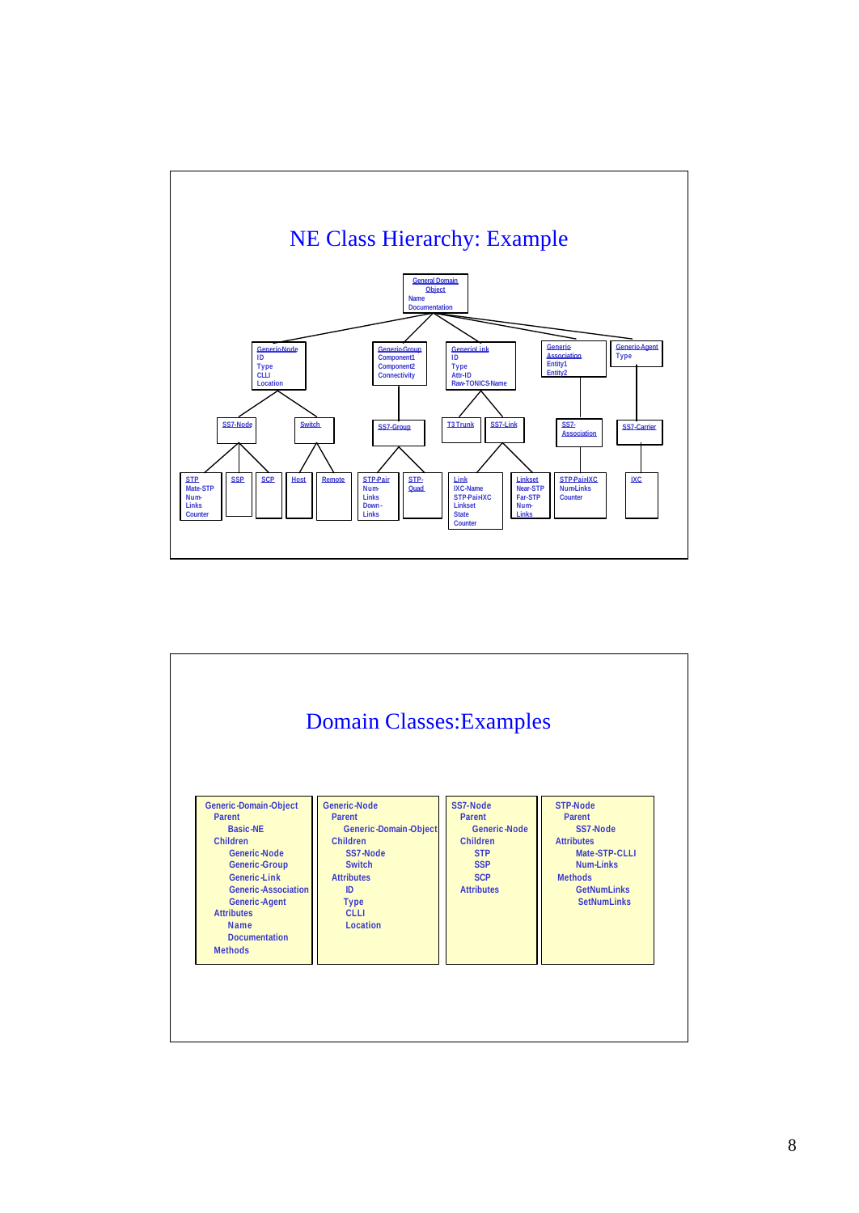# NE Class Hierarchy: Example

- General Domain Object (Name, Documentation)
  - Generic-Node (ID, Type, CLLI, Location)
    - SS7-Node
      - STP (Mate-STP, Num-Links, Counter)
      - SSP
      - SCP
    - Switch
      - Host
      - Remote
  - Generic-Group (Component1, Component2, Connectivity)
    - SS7-Group
      - STP-Pair (Num-Links, Down-Links)
      - STP-Quad
  - Generic-Link (ID, Type, Attr-ID, Raw-TONICS-Name)
    - T3 Trunk
    - SS7-Link
      - Link (IXC-Name, STP-PairIXC, Linkset, State, Counter)
      - Linkset (Near-STP, Far-STP, Num-Links)
  - Generic-Association (Entity1, Entity2)
    - SS7-Association
      - STP-PairIXC (Num-Links, Counter)
  - Generic-Agent (Type)
    - SS7-Carrier
      - IXC

# Domain Classes:Examples

| Generic-Domain-Object | Generic-Node | SS7-Node | STP-Node |
| --- | --- | --- | --- |
| Parent<br>Basic-NE<br>Children<br>Generic-Node<br>Generic-Group<br>Generic-Link<br>Generic-Association<br>Generic-Agent<br>Attributes<br>Name<br>Documentation<br>Methods | Parent<br>Generic-Domain-Object<br>Children<br>SS7-Node<br>Switch<br>Attributes<br>ID<br>Type<br>CLLI<br>Location | Parent<br>Generic-Node<br>Children<br>STP<br>SSP<br>SCP<br>Attributes | Parent<br>SS7-Node<br>Attributes<br>Mate-STP-CLLI<br>Num-Links<br>Methods<br>GetNumLinks<br>SetNumLinks |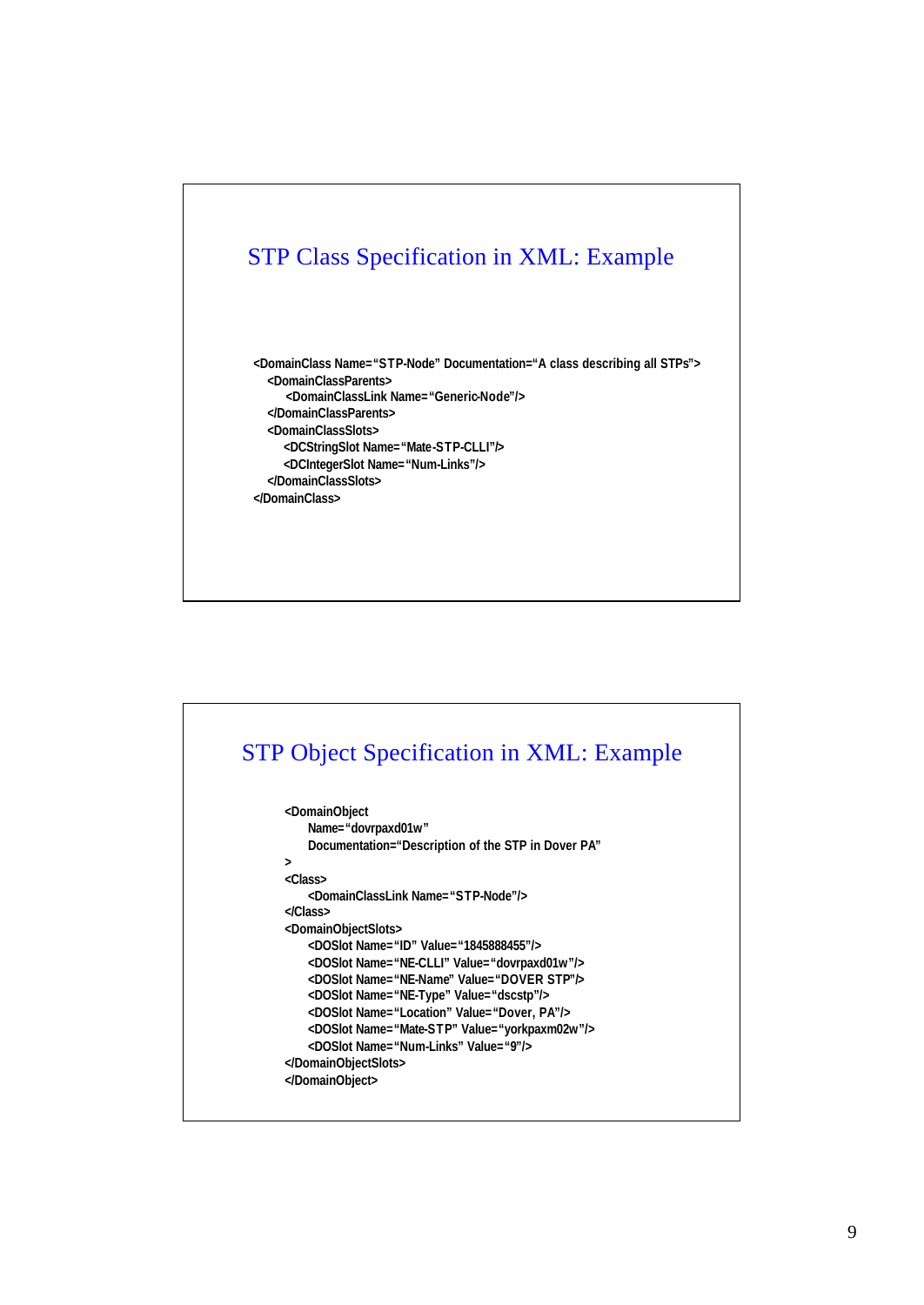## STP Class Specification in XML: Example

```
<DomainClass Name="STP-Node" Documentation="A class describing all STPs">
   <DomainClassParents>
      <DomainClassLink Name="Generic-Node"/>
   </DomainClassParents>
   <DomainClassSlots>
      <DCStringSlot Name="Mate-STP-CLLI"/>
      <DCIntegerSlot Name="Num-Links"/>
   </DomainClassSlots>
</DomainClass>
```

## STP Object Specification in XML: Example

```
<DomainObject
     Name="dovrpaxd01w"
     Documentation="Description of the STP in Dover PA"
>
<Class>
     <DomainClassLink Name="STP-Node"/>
</Class>
<DomainObjectSlots>
     <DOSlot Name="ID" Value="1845888455"/>
     <DOSlot Name="NE-CLLI" Value="dovrpaxd01w"/>
     <DOSlot Name="NE-Name" Value="DOVER STP"/>
     <DOSlot Name="NE-Type" Value="dscstp"/>
     <DOSlot Name="Location" Value="Dover, PA"/>
     <DOSlot Name="Mate-STP" Value="yorkpaxm02w"/>
     <DOSlot Name="Num-Links" Value="9"/>
</DomainObjectSlots>
</DomainObject>
```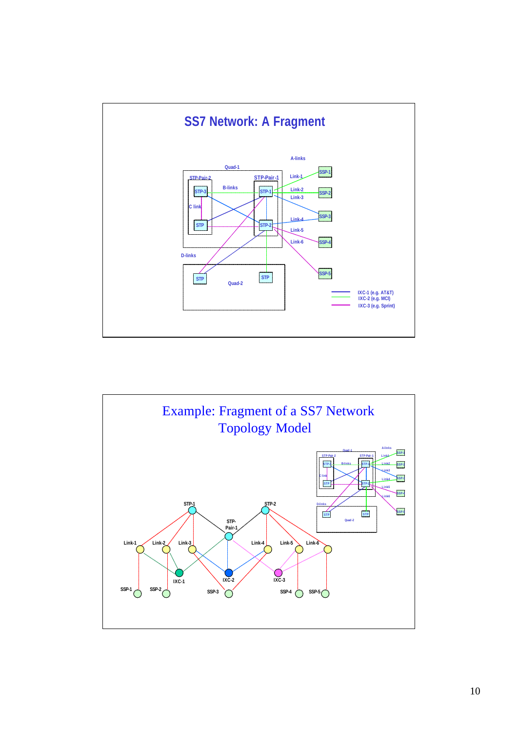# SS7 Network: A Fragment

A-links

Quad-1

STP-Pair-2

STP-Pair-1

B-links

Link-1

Link-2

Link-3

Link-4

Link-5

Link-6

STP-3

STP-1

STP-2

STP

C link

SSP-1

SSP-2

SSP-3

SSP-4

SSP-5

D-links

STP

STP

Quad-2

IXC-1 (e.g. AT&T)
IXC-2 (e.g. MCI)
IXC-3 (e.g. Sprint)

# Example: Fragment of a SS7 Network Topology Model

STP-1

STP-2

STP-Pair-1

Link-1

Link-2

Link-3

Link-4

Link-5

Link-6

IXC-1

IXC-2

IXC-3

SSP-1

SSP-2

SSP-3

SSP-4

SSP-5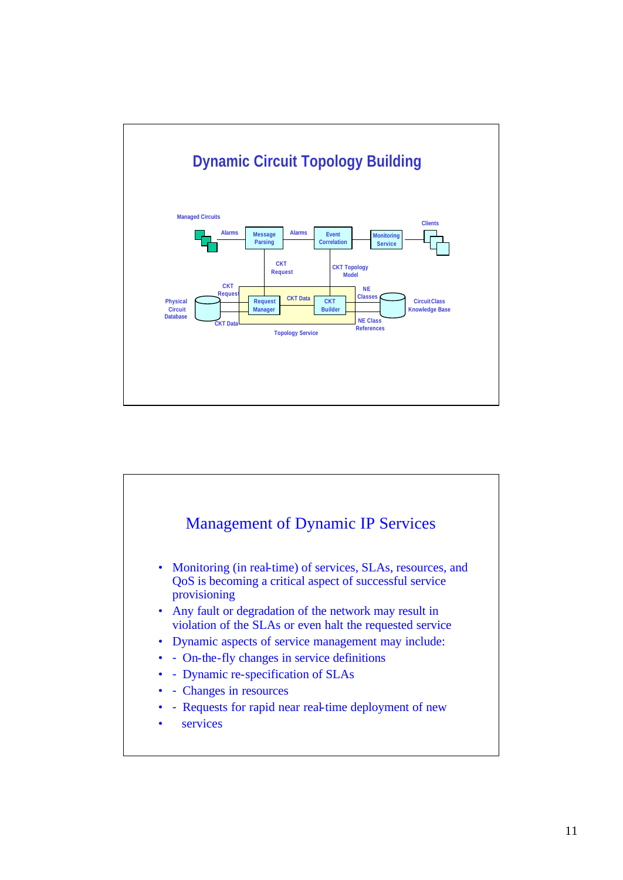## Dynamic Circuit Topology Building

Managed Circuits

Alarms

Message Parsing

Alarms

Event Correlation

Monitoring Service

Clients

CKT Request

CKT Topology Model

CKT Request

Physical Circuit Database

Request Manager

CKT Data

CKT Builder

NE Classes

Circuit Class Knowledge Base

CKT Data

NE Class References

Topology Service

## Management of Dynamic IP Services

- Monitoring (in real-time) of services, SLAs, resources, and QoS is becoming a critical aspect of successful service provisioning
- Any fault or degradation of the network may result in violation of the SLAs or even halt the requested service
- Dynamic aspects of service management may include:
- \- On-the-fly changes in service definitions
- \- Dynamic re-specification of SLAs
- \- Changes in resources
- \- Requests for rapid near real-time deployment of new
- services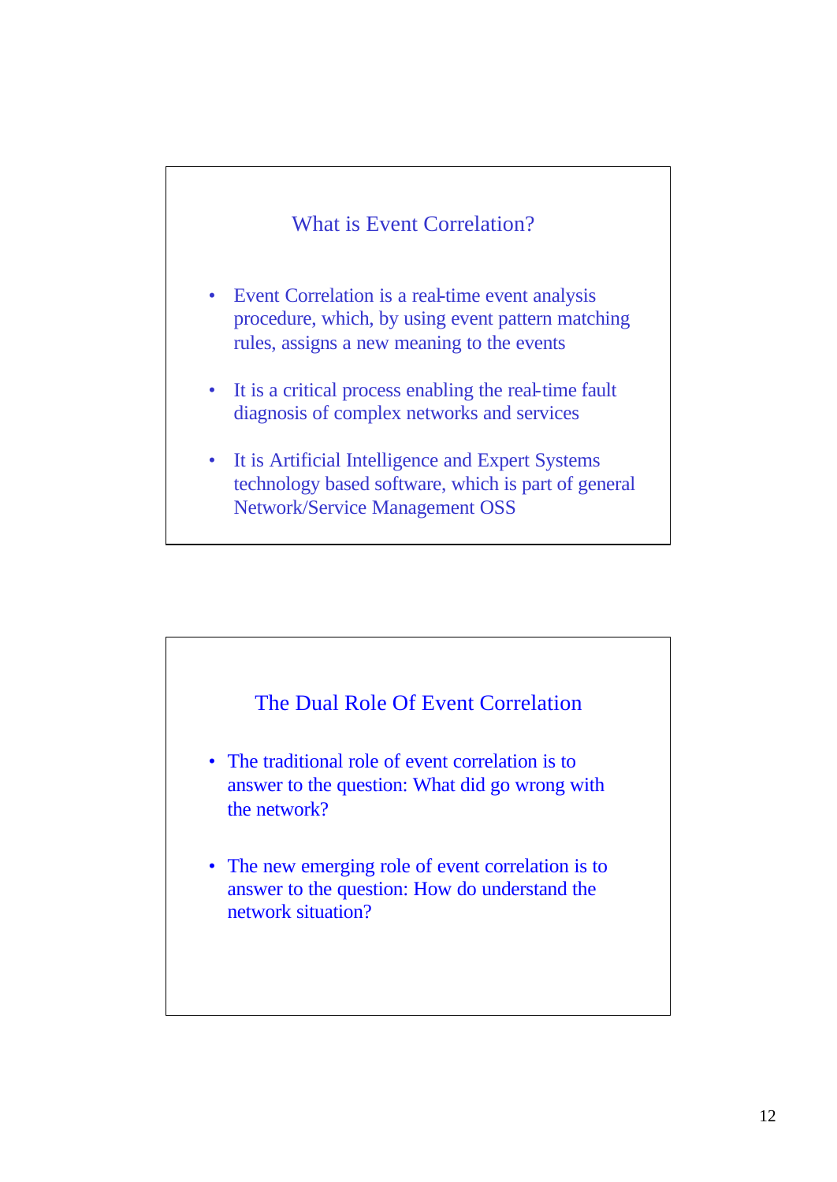## What is Event Correlation?

- Event Correlation is a real-time event analysis procedure, which, by using event pattern matching rules, assigns a new meaning to the events
- It is a critical process enabling the real-time fault diagnosis of complex networks and services
- It is Artificial Intelligence and Expert Systems technology based software, which is part of general Network/Service Management OSS

## The Dual Role Of Event Correlation

- The traditional role of event correlation is to answer to the question: What did go wrong with the network?
- The new emerging role of event correlation is to answer to the question: How do understand the network situation?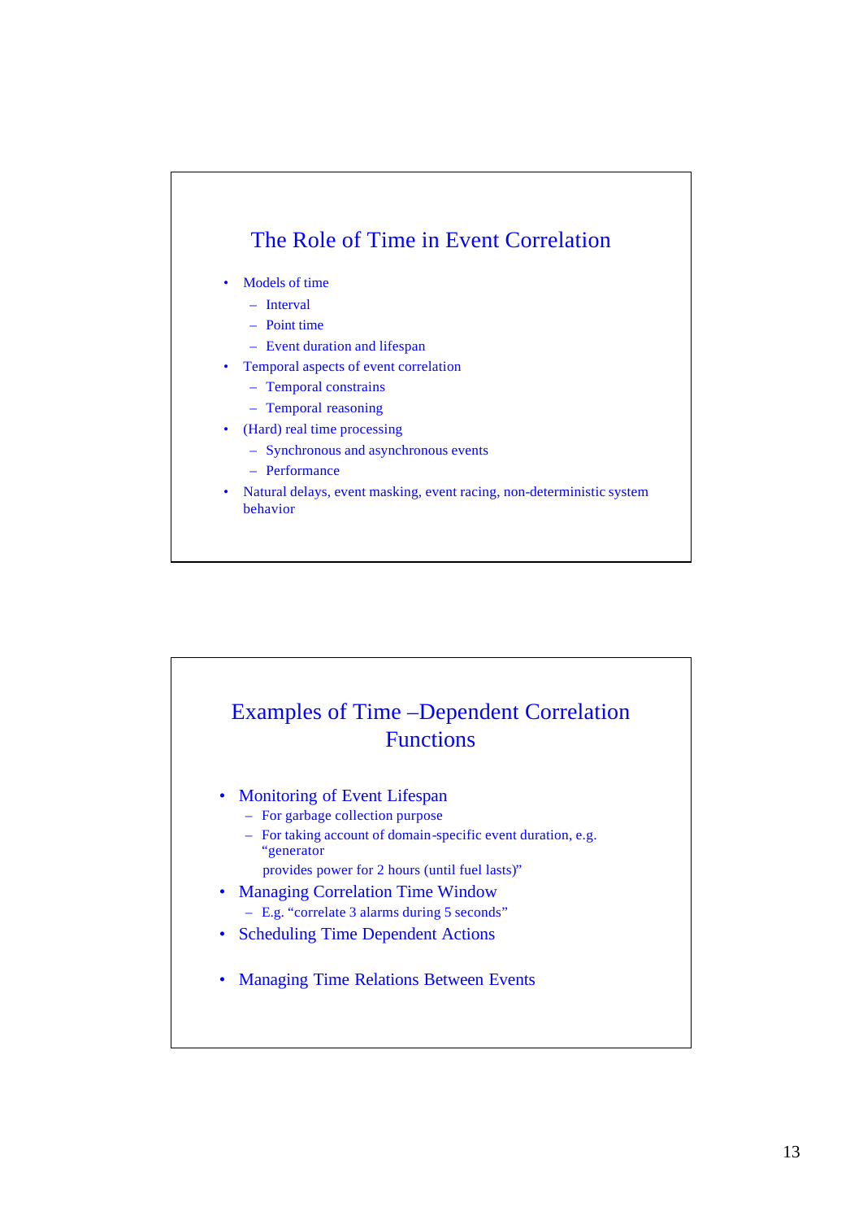## The Role of Time in Event Correlation

- Models of time
  - Interval
  - Point time
  - Event duration and lifespan
- Temporal aspects of event correlation
  - Temporal constrains
  - Temporal reasoning
- (Hard) real time processing
  - Synchronous and asynchronous events
  - Performance
- Natural delays, event masking, event racing, non-deterministic system behavior

## Examples of Time –Dependent Correlation Functions

- Monitoring of Event Lifespan
  - For garbage collection purpose
  - For taking account of domain-specific event duration, e.g. "generator provides power for 2 hours (until fuel lasts)"
- Managing Correlation Time Window
  - E.g. "correlate 3 alarms during 5 seconds"
- Scheduling Time Dependent Actions
- Managing Time Relations Between Events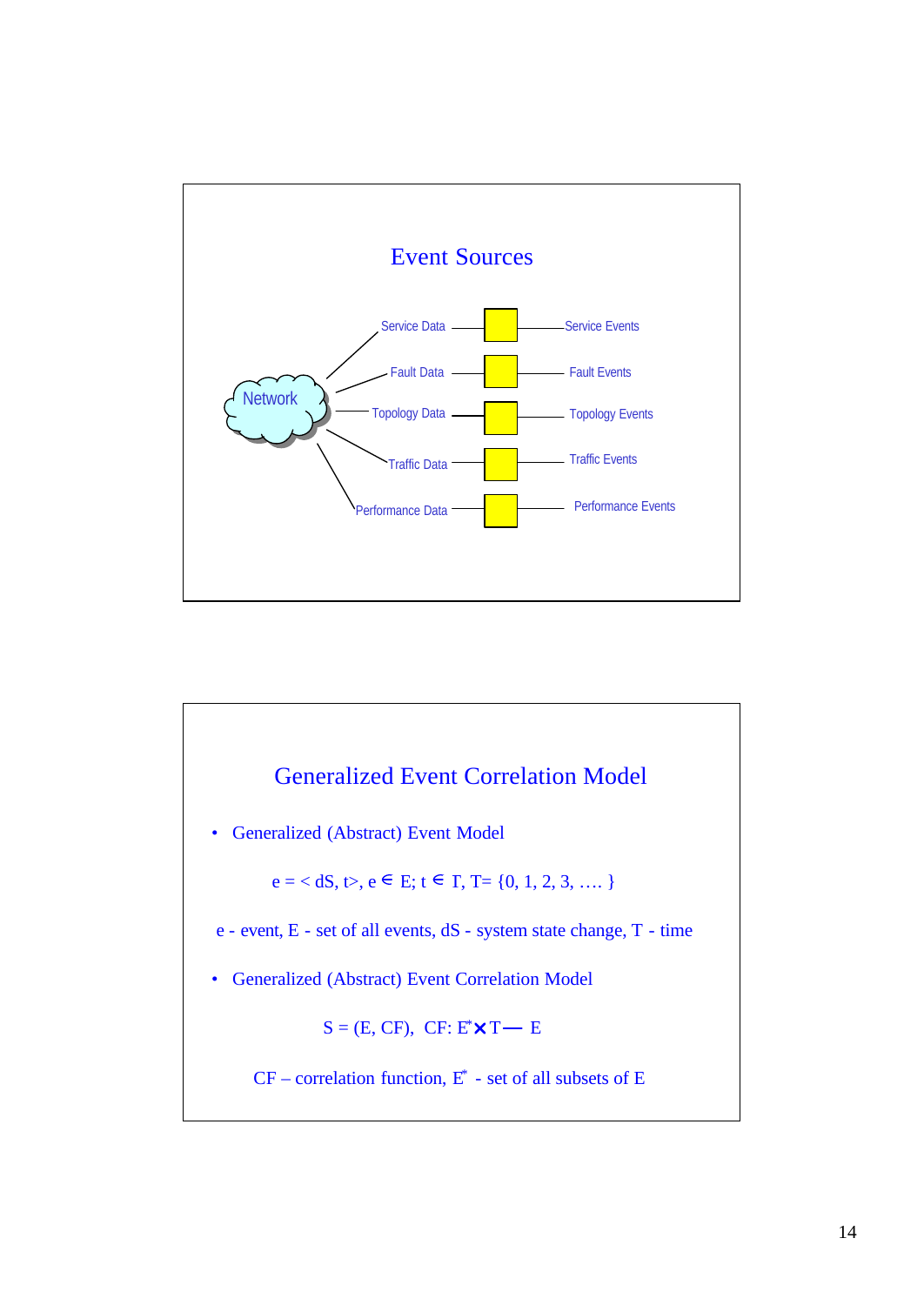## Event Sources

Network

Service Data — Service Events

Fault Data — Fault Events

Topology Data — Topology Events

Traffic Data — Traffic Events

Performance Data — Performance Events

## Generalized Event Correlation Model

- Generalized (Abstract) Event Model

$$e = < dS, t>,\ e \in E;\ t \in T,\ T = \{0, 1, 2, 3, \ldots\}$$

e - event, E - set of all events, dS - system state change, T - time

- Generalized (Abstract) Event Correlation Model

$$S = (E, CF),\ \ CF: E^{*} \times T \rightarrow E$$

CF – correlation function, $E^{*}$ - set of all subsets of E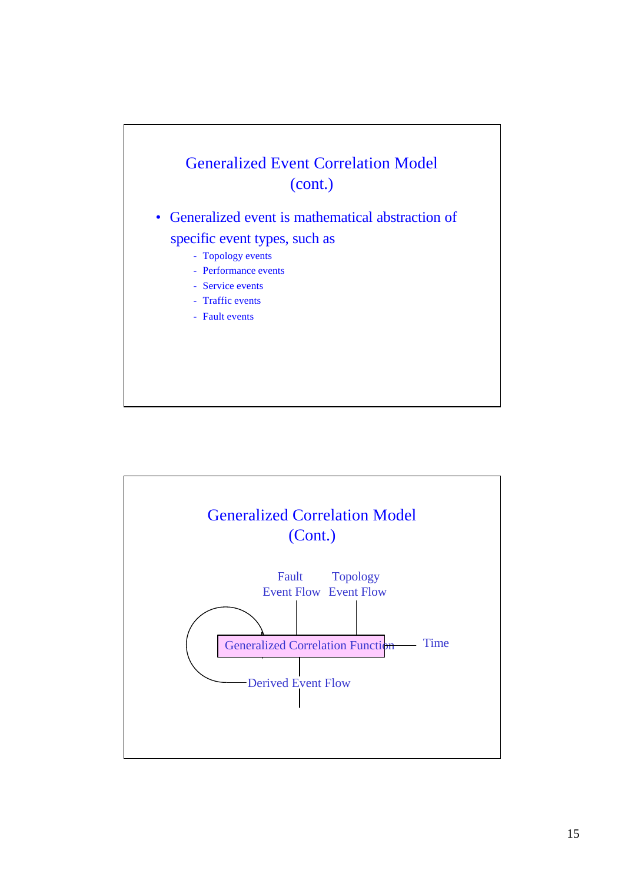## Generalized Event Correlation Model (cont.)

- Generalized event is mathematical abstraction of specific event types, such as
  - Topology events
  - Performance events
  - Service events
  - Traffic events
  - Fault events

## Generalized Correlation Model (Cont.)

Fault Event Flow

Topology Event Flow

Generalized Correlation Function

Time

Derived Event Flow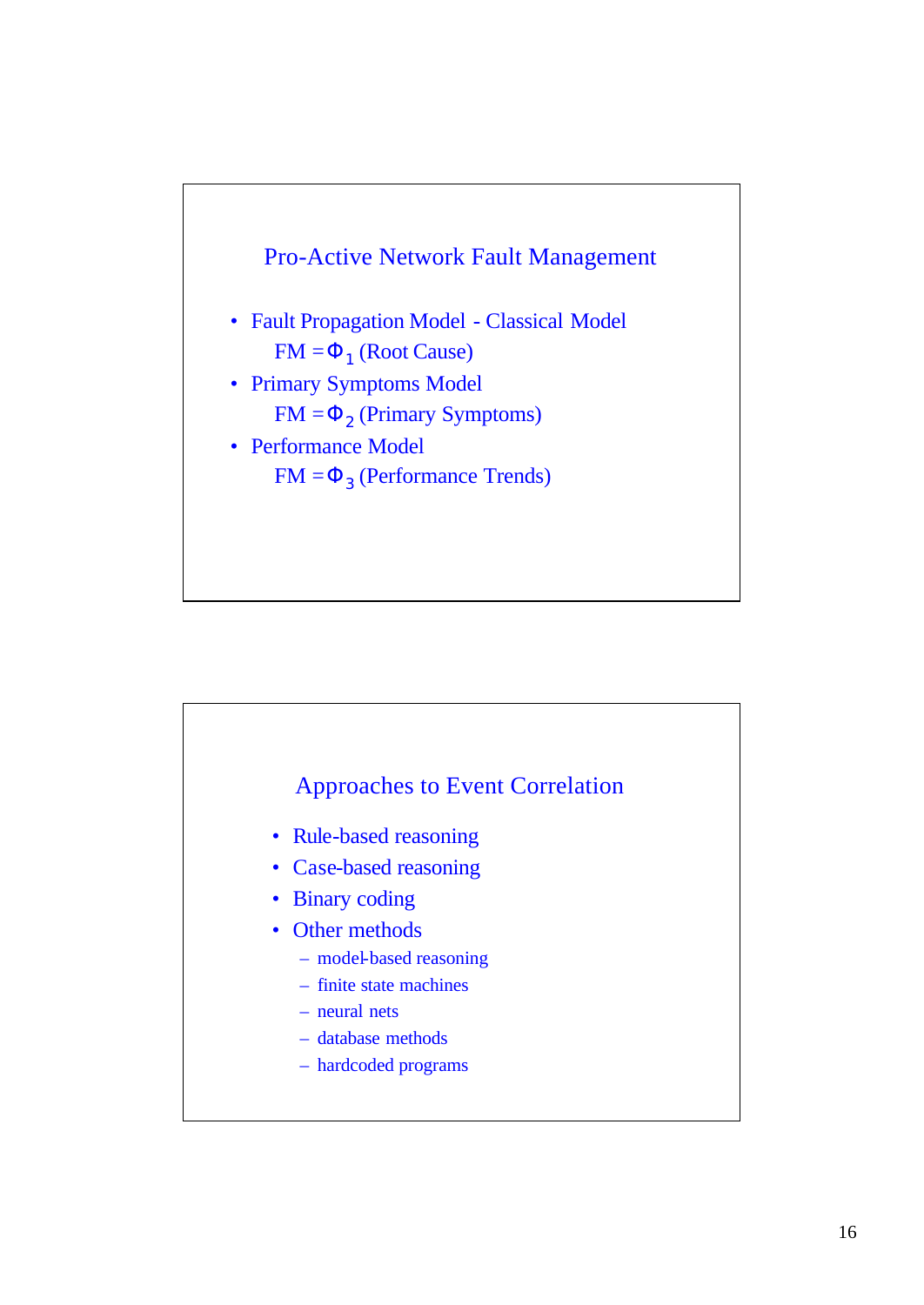## Pro-Active Network Fault Management

- Fault Propagation Model - Classical Model
  FM $= \Phi_1$ (Root Cause)
- Primary Symptoms Model
  FM $= \Phi_2$ (Primary Symptoms)
- Performance Model
  FM $= \Phi_3$ (Performance Trends)

## Approaches to Event Correlation

- Rule-based reasoning
- Case-based reasoning
- Binary coding
- Other methods
  - model-based reasoning
  - finite state machines
  - neural nets
  - database methods
  - hardcoded programs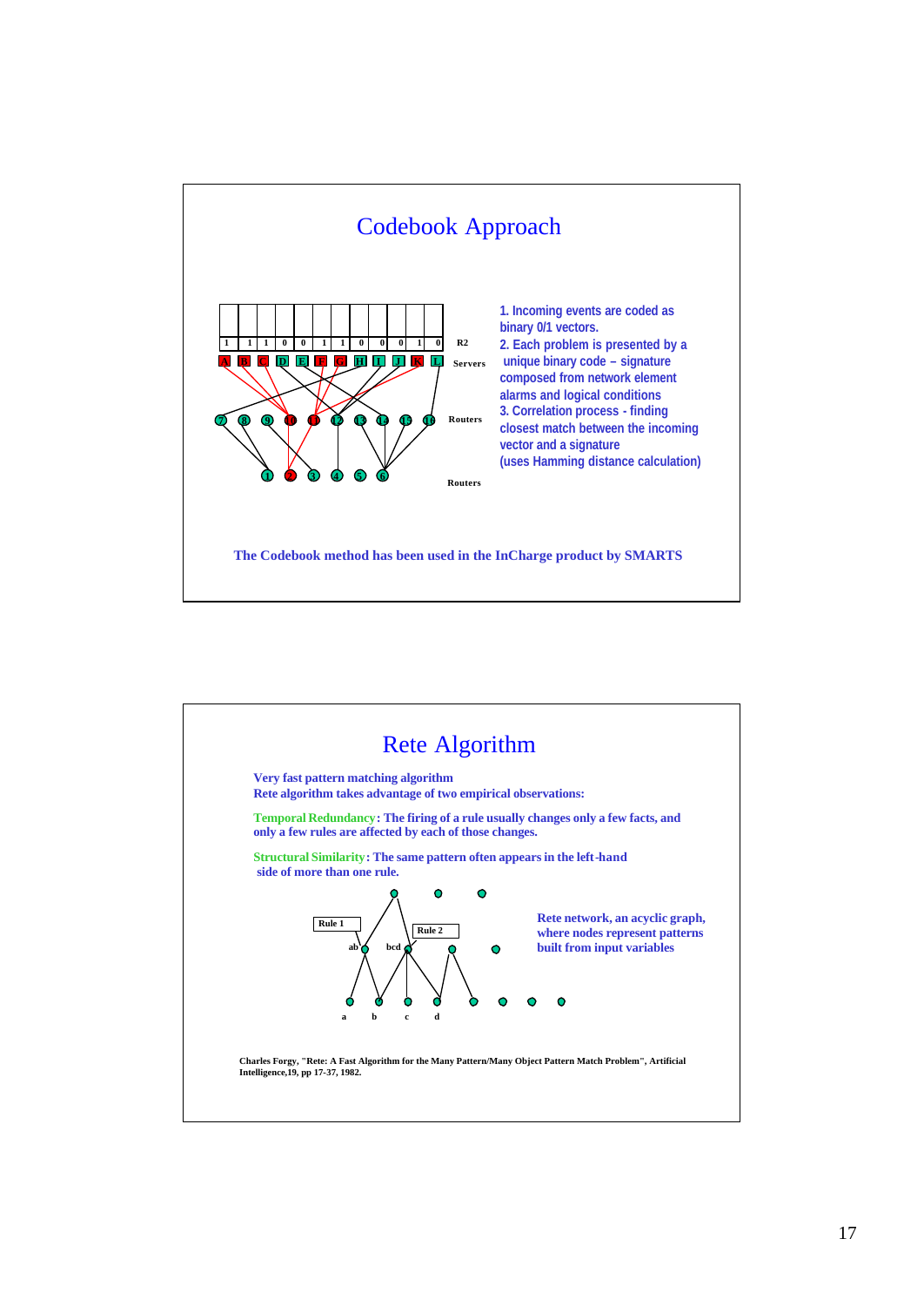# Codebook Approach

| 1 | 1 | 1 | 0 | 0 | 1 | 1 | 0 | 0 | 0 | 1 | 0 | R2 |
|---|---|---|---|---|---|---|---|---|---|---|---|---|

A B C D E F G H I J K L — Servers

7 8 9 10 11 12 13 14 15 16 — Routers

1 2 3 4 5 6 — Routers

1. Incoming events are coded as binary 0/1 vectors.
2. Each problem is presented by a unique binary code – signature composed from network element alarms and logical conditions
3. Correlation process - finding closest match between the incoming vector and a signature (uses Hamming distance calculation)

**The Codebook method has been used in the InCharge product by SMARTS**

# Rete Algorithm

**Very fast pattern matching algorithm**
**Rete algorithm takes advantage of two empirical observations:**

**Temporal Redundancy: The firing of a rule usually changes only a few facts, and only a few rules are affected by each of those changes.**

**Structural Similarity: The same pattern often appears in the left-hand side of more than one rule.**

Rule 1 — ab; Rule 2 — bcd; a b c d

**Rete network, an acyclic graph, where nodes represent patterns built from input variables**

**Charles Forgy, "Rete: A Fast Algorithm for the Many Pattern/Many Object Pattern Match Problem", Artificial Intelligence,19, pp 17-37, 1982.**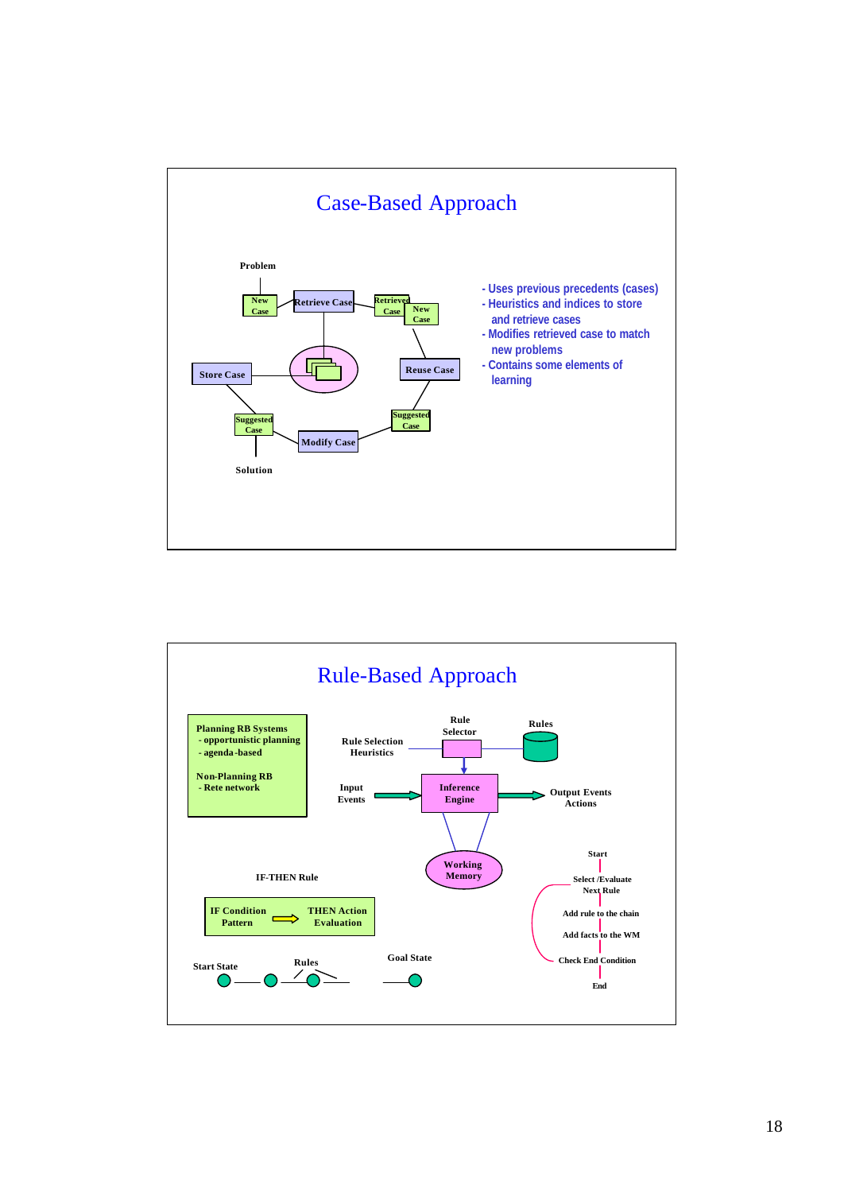# Case-Based Approach

Problem

New Case — Retrieve Case — Retrieved Case / New Case — Reuse Case — Suggested Case — Modify Case — Suggested Case — Store Case

Solution

- Uses previous precedents (cases)
- Heuristics and indices to store and retrieve cases
- Modifies retrieved case to match new problems
- Contains some elements of learning

# Rule-Based Approach

**Planning RB Systems**
- opportunistic planning
- agenda-based

**Non-Planning RB**
- Rete network

Rule Selection Heuristics — Rule Selector — Rules

Input Events → Inference Engine → Output Events Actions

Working Memory

IF-THEN Rule

IF Condition Pattern ⇒ THEN Action Evaluation

Start State — Rules — Goal State

Start

Select /Evaluate Next Rule

Add rule to the chain

Add facts to the WM

Check End Condition

End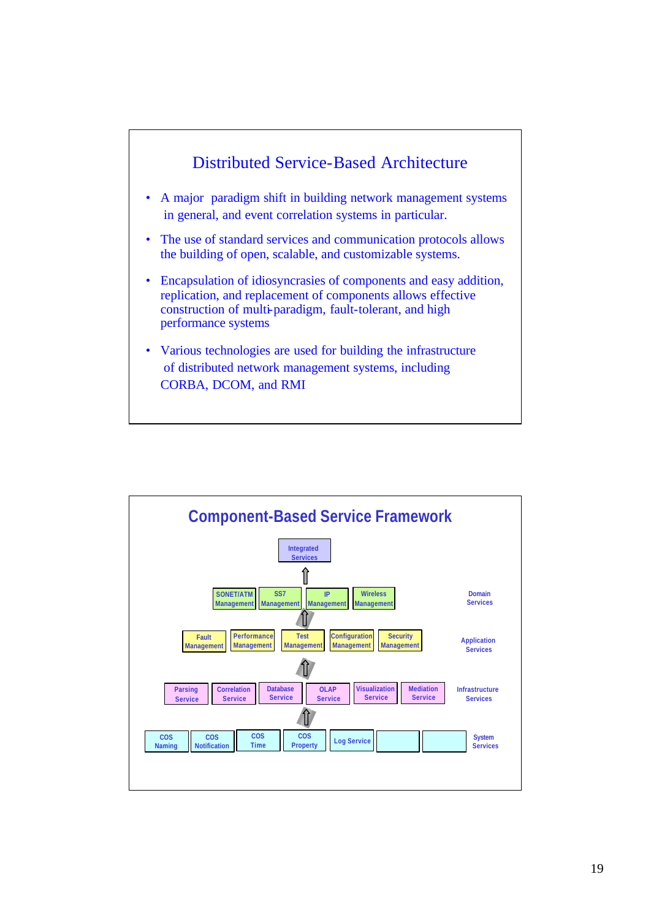## Distributed Service-Based Architecture

- A major paradigm shift in building network management systems in general, and event correlation systems in particular.
- The use of standard services and communication protocols allows the building of open, scalable, and customizable systems.
- Encapsulation of idiosyncrasies of components and easy addition, replication, and replacement of components allows effective construction of multi-paradigm, fault-tolerant, and high performance systems
- Various technologies are used for building the infrastructure of distributed network management systems, including CORBA, DCOM, and RMI

## Component-Based Service Framework

Integrated Services

⇧

| SONET/ATM Management | SS7 Management | IP Management | Wireless Management | | | | Domain Services |
|---|---|---|---|---|---|---|---|

⇧

| Fault Management | Performance Management | Test Management | Configuration Management | Security Management | | | Application Services |
|---|---|---|---|---|---|---|---|

⇧

| Parsing Service | Correlation Service | Database Service | OLAP Service | Visualization Service | Mediation Service | | Infrastructure Services |
|---|---|---|---|---|---|---|---|

⇧

| COS Naming | COS Notification | COS Time | COS Property | Log Service | | | System Services |
|---|---|---|---|---|---|---|---|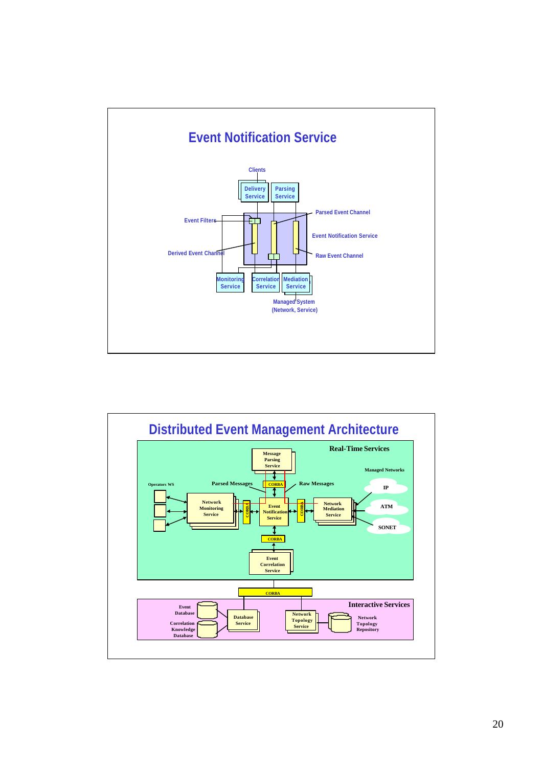# Event Notification Service

Clients

Delivery Service

Parsing Service

Event Filters

Parsed Event Channel

Event Notification Service

Derived Event Channel

Raw Event Channel

Monitoring Service

Correlation Service

Mediation Service

Managed System (Network, Service)

# Distributed Event Management Architecture

Real-Time Services

Message Parsing Service

Managed Networks

Operators WS

Parsed Messages

CORBA

Raw Messages

IP

Network Monitoring Service

CORBA

Event Notification Service

CORBA

Network Mediation Service

ATM

SONET

CORBA

Event Correlation Service

CORBA

Interactive Services

Event Database

Correlation Knowledge Database

Database Service

Network Topology Service

Network Topology Repository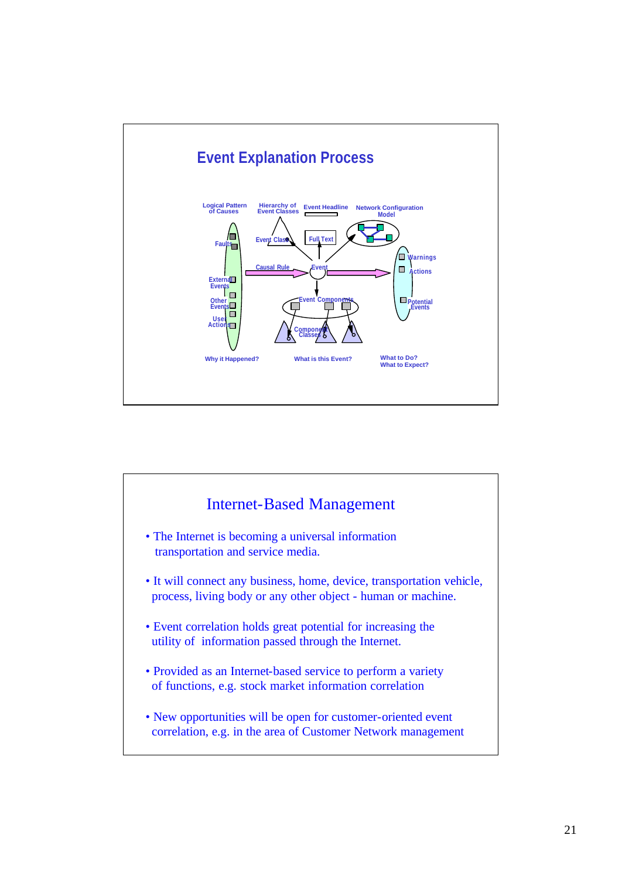## Event Explanation Process

Logical Pattern of Causes

Hierarchy of Event Classes

Event Headline

Network Configuration Model

Faults

Event Class

Full Text

Warnings

Actions

Causal Rule

Event

External Events

Other Events

User Actions

Event Components

Potential Events

Component Classes

Why it Happened?

What is this Event?

What to Do?
What to Expect?

## Internet-Based Management

- The Internet is becoming a universal information transportation and service media.
- It will connect any business, home, device, transportation vehicle, process, living body or any other object - human or machine.
- Event correlation holds great potential for increasing the utility of information passed through the Internet.
- Provided as an Internet-based service to perform a variety of functions, e.g. stock market information correlation
- New opportunities will be open for customer-oriented event correlation, e.g. in the area of Customer Network management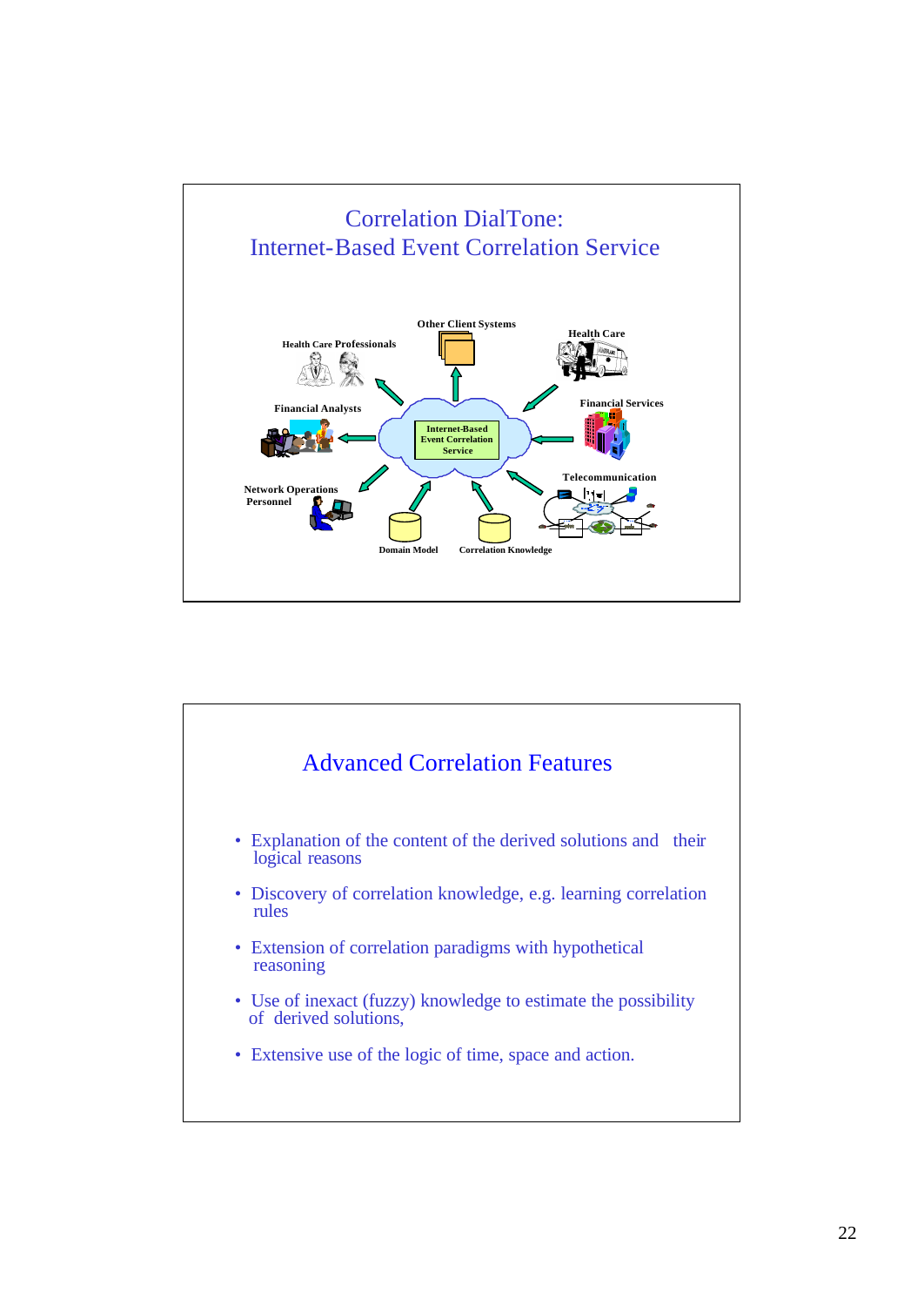## Correlation DialTone: Internet-Based Event Correlation Service

Other Client Systems

Health Care Professionals

Health Care

Financial Analysts

Internet-Based Event Correlation Service

Financial Services

Network Operations Personnel

Telecommunication

Domain Model

Correlation Knowledge

## Advanced Correlation Features

- Explanation of the content of the derived solutions and their logical reasons
- Discovery of correlation knowledge, e.g. learning correlation rules
- Extension of correlation paradigms with hypothetical reasoning
- Use of inexact (fuzzy) knowledge to estimate the possibility of derived solutions,
- Extensive use of the logic of time, space and action.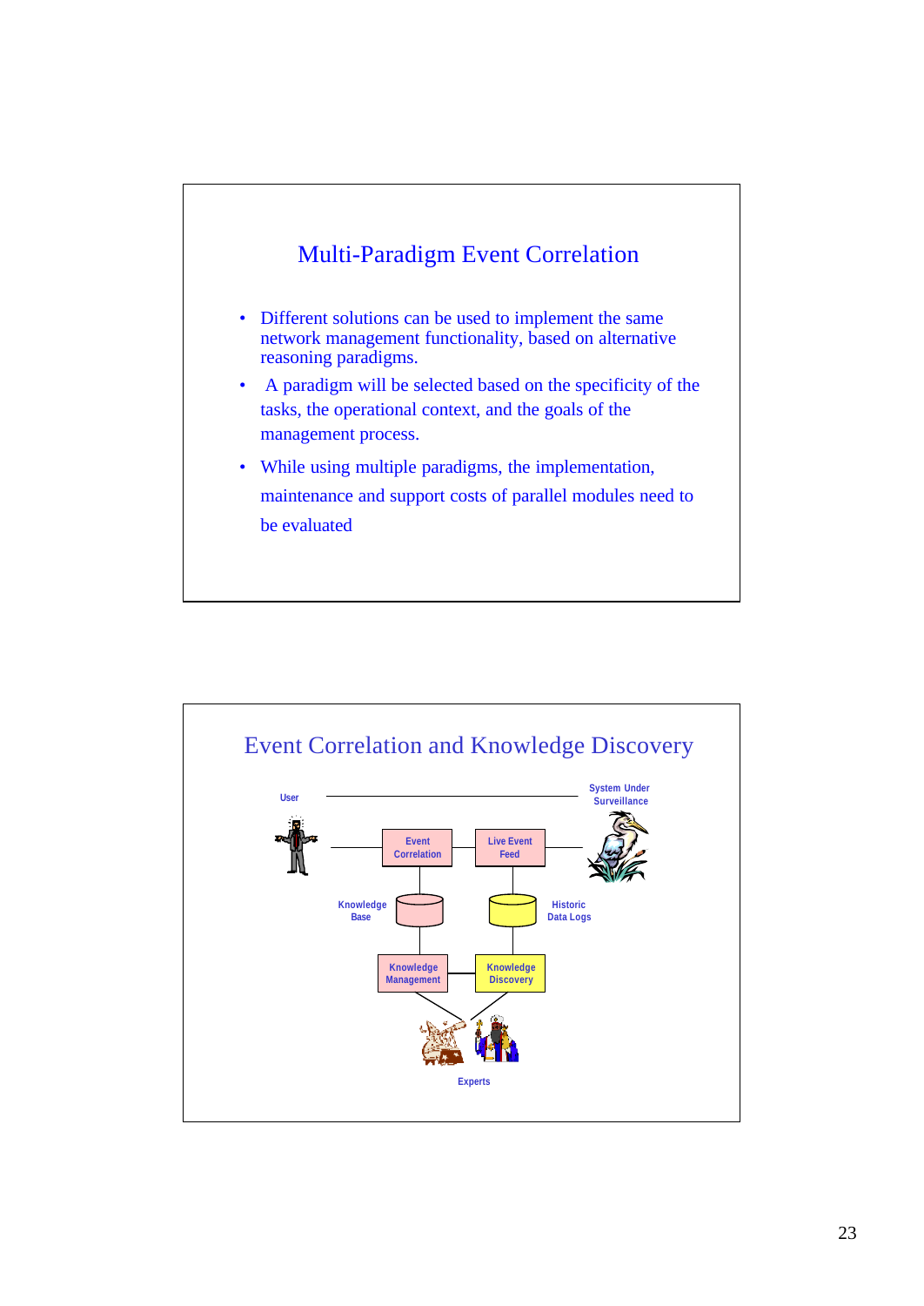## Multi-Paradigm Event Correlation

- Different solutions can be used to implement the same network management functionality, based on alternative reasoning paradigms.
- A paradigm will be selected based on the specificity of the tasks, the operational context, and the goals of the management process.
- While using multiple paradigms, the implementation, maintenance and support costs of parallel modules need to be evaluated

## Event Correlation and Knowledge Discovery

User

System Under Surveillance

Event Correlation

Live Event Feed

Knowledge Base

Historic Data Logs

Knowledge Management

Knowledge Discovery

Experts